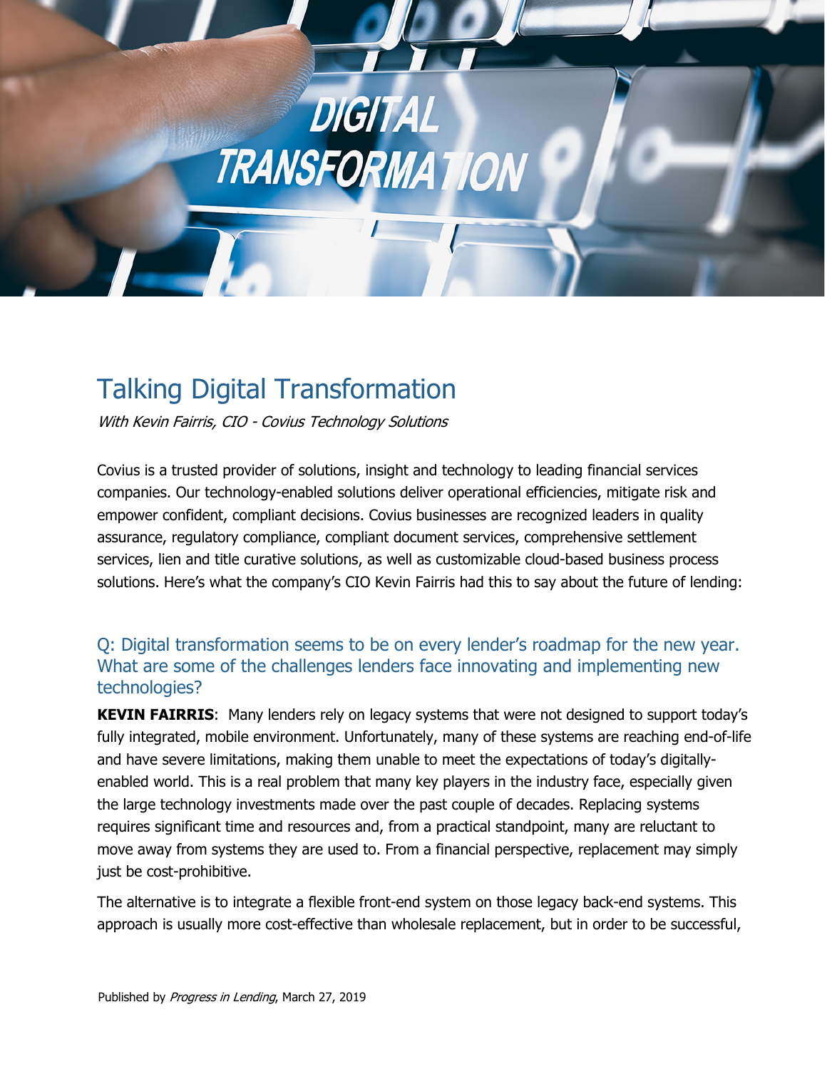# Talking Digital Transformation

*With Kevin Fairris, CIO - Covius Technology Solutions*

Covius is a trusted provider of solutions, insight and technology to leading financial services companies. Our technology-enabled solutions deliver operational efficiencies, mitigate risk and empower confident, compliant decisions. Covius businesses are recognized leaders in quality assurance, regulatory compliance, compliant document services, comprehensive settlement services, lien and title curative solutions, as well as customizable cloud-based business process solutions. Here's what the company's CIO Kevin Fairris had this to say about the future of lending:

## Q: Digital transformation seems to be on every lender's roadmap for the new year. What are some of the challenges lenders face innovating and implementing new technologies?

**KEVIN FAIRRIS**: Many lenders rely on legacy systems that were not designed to support today's fully integrated, mobile environment. Unfortunately, many of these systems are reaching end-of-life and have severe limitations, making them unable to meet the expectations of today's digitally-enabled world. This is a real problem that many key players in the industry face, especially given the large technology investments made over the past couple of decades. Replacing systems requires significant time and resources and, from a practical standpoint, many are reluctant to move away from systems they are used to. From a financial perspective, replacement may simply just be cost-prohibitive.

The alternative is to integrate a flexible front-end system on those legacy back-end systems. This approach is usually more cost-effective than wholesale replacement, but in order to be successful,

Published by *Progress in Lending*, March 27, 2019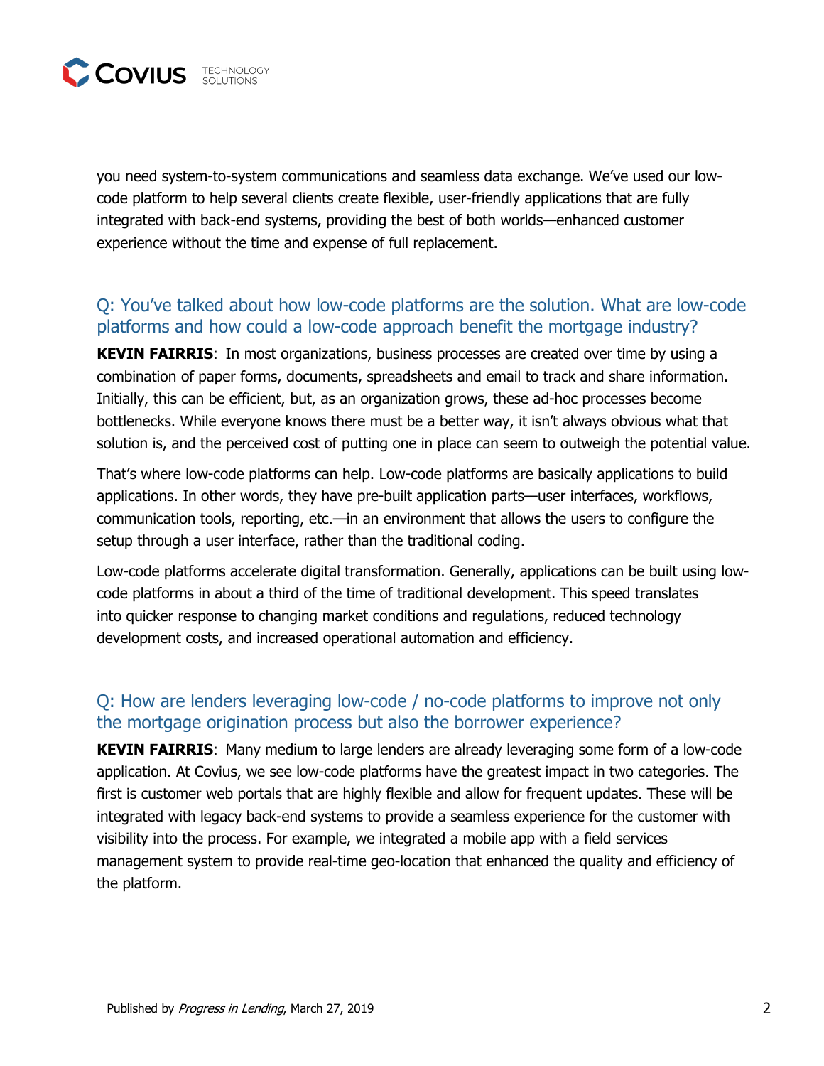you need system-to-system communications and seamless data exchange. We've used our low-code platform to help several clients create flexible, user-friendly applications that are fully integrated with back-end systems, providing the best of both worlds—enhanced customer experience without the time and expense of full replacement.

## Q: You've talked about how low-code platforms are the solution. What are low-code platforms and how could a low-code approach benefit the mortgage industry?

**KEVIN FAIRRIS**: In most organizations, business processes are created over time by using a combination of paper forms, documents, spreadsheets and email to track and share information. Initially, this can be efficient, but, as an organization grows, these ad-hoc processes become bottlenecks. While everyone knows there must be a better way, it isn't always obvious what that solution is, and the perceived cost of putting one in place can seem to outweigh the potential value.

That's where low-code platforms can help. Low-code platforms are basically applications to build applications. In other words, they have pre-built application parts—user interfaces, workflows, communication tools, reporting, etc.—in an environment that allows the users to configure the setup through a user interface, rather than the traditional coding.

Low-code platforms accelerate digital transformation. Generally, applications can be built using low-code platforms in about a third of the time of traditional development. This speed translates into quicker response to changing market conditions and regulations, reduced technology development costs, and increased operational automation and efficiency.

## Q: How are lenders leveraging low-code / no-code platforms to improve not only the mortgage origination process but also the borrower experience?

**KEVIN FAIRRIS**: Many medium to large lenders are already leveraging some form of a low-code application. At Covius, we see low-code platforms have the greatest impact in two categories. The first is customer web portals that are highly flexible and allow for frequent updates. These will be integrated with legacy back-end systems to provide a seamless experience for the customer with visibility into the process. For example, we integrated a mobile app with a field services management system to provide real-time geo-location that enhanced the quality and efficiency of the platform.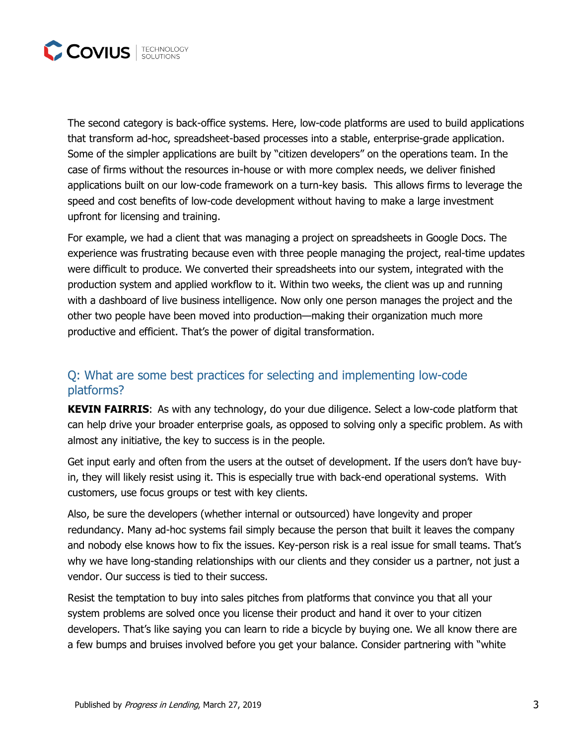The second category is back-office systems. Here, low-code platforms are used to build applications that transform ad-hoc, spreadsheet-based processes into a stable, enterprise-grade application. Some of the simpler applications are built by "citizen developers" on the operations team. In the case of firms without the resources in-house or with more complex needs, we deliver finished applications built on our low-code framework on a turn-key basis. This allows firms to leverage the speed and cost benefits of low-code development without having to make a large investment upfront for licensing and training.

For example, we had a client that was managing a project on spreadsheets in Google Docs. The experience was frustrating because even with three people managing the project, real-time updates were difficult to produce. We converted their spreadsheets into our system, integrated with the production system and applied workflow to it. Within two weeks, the client was up and running with a dashboard of live business intelligence. Now only one person manages the project and the other two people have been moved into production—making their organization much more productive and efficient. That's the power of digital transformation.

## Q: What are some best practices for selecting and implementing low-code platforms?

**KEVIN FAIRRIS**: As with any technology, do your due diligence. Select a low-code platform that can help drive your broader enterprise goals, as opposed to solving only a specific problem. As with almost any initiative, the key to success is in the people.

Get input early and often from the users at the outset of development. If the users don't have buy-in, they will likely resist using it. This is especially true with back-end operational systems. With customers, use focus groups or test with key clients.

Also, be sure the developers (whether internal or outsourced) have longevity and proper redundancy. Many ad-hoc systems fail simply because the person that built it leaves the company and nobody else knows how to fix the issues. Key-person risk is a real issue for small teams. That's why we have long-standing relationships with our clients and they consider us a partner, not just a vendor. Our success is tied to their success.

Resist the temptation to buy into sales pitches from platforms that convince you that all your system problems are solved once you license their product and hand it over to your citizen developers. That's like saying you can learn to ride a bicycle by buying one. We all know there are a few bumps and bruises involved before you get your balance. Consider partnering with "white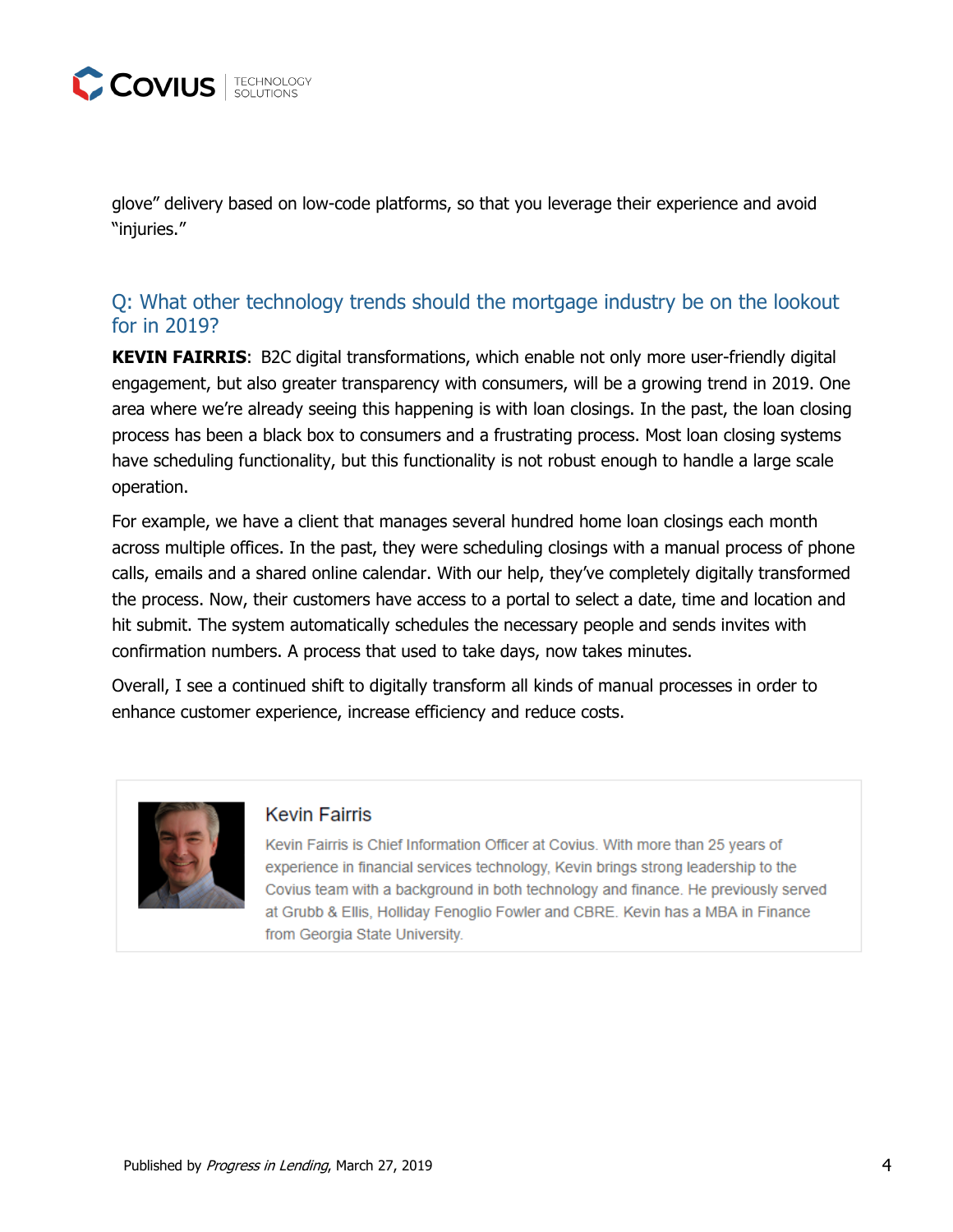glove" delivery based on low-code platforms, so that you leverage their experience and avoid "injuries."

## Q: What other technology trends should the mortgage industry be on the lookout for in 2019?

**KEVIN FAIRRIS**: B2C digital transformations, which enable not only more user-friendly digital engagement, but also greater transparency with consumers, will be a growing trend in 2019. One area where we're already seeing this happening is with loan closings. In the past, the loan closing process has been a black box to consumers and a frustrating process. Most loan closing systems have scheduling functionality, but this functionality is not robust enough to handle a large scale operation.

For example, we have a client that manages several hundred home loan closings each month across multiple offices. In the past, they were scheduling closings with a manual process of phone calls, emails and a shared online calendar. With our help, they've completely digitally transformed the process. Now, their customers have access to a portal to select a date, time and location and hit submit. The system automatically schedules the necessary people and sends invites with confirmation numbers. A process that used to take days, now takes minutes.

Overall, I see a continued shift to digitally transform all kinds of manual processes in order to enhance customer experience, increase efficiency and reduce costs.

### Kevin Fairris

Kevin Fairris is Chief Information Officer at Covius. With more than 25 years of experience in financial services technology, Kevin brings strong leadership to the Covius team with a background in both technology and finance. He previously served at Grubb & Ellis, Holliday Fenoglio Fowler and CBRE. Kevin has a MBA in Finance from Georgia State University.

Published by *Progress in Lending*, March 27, 2019